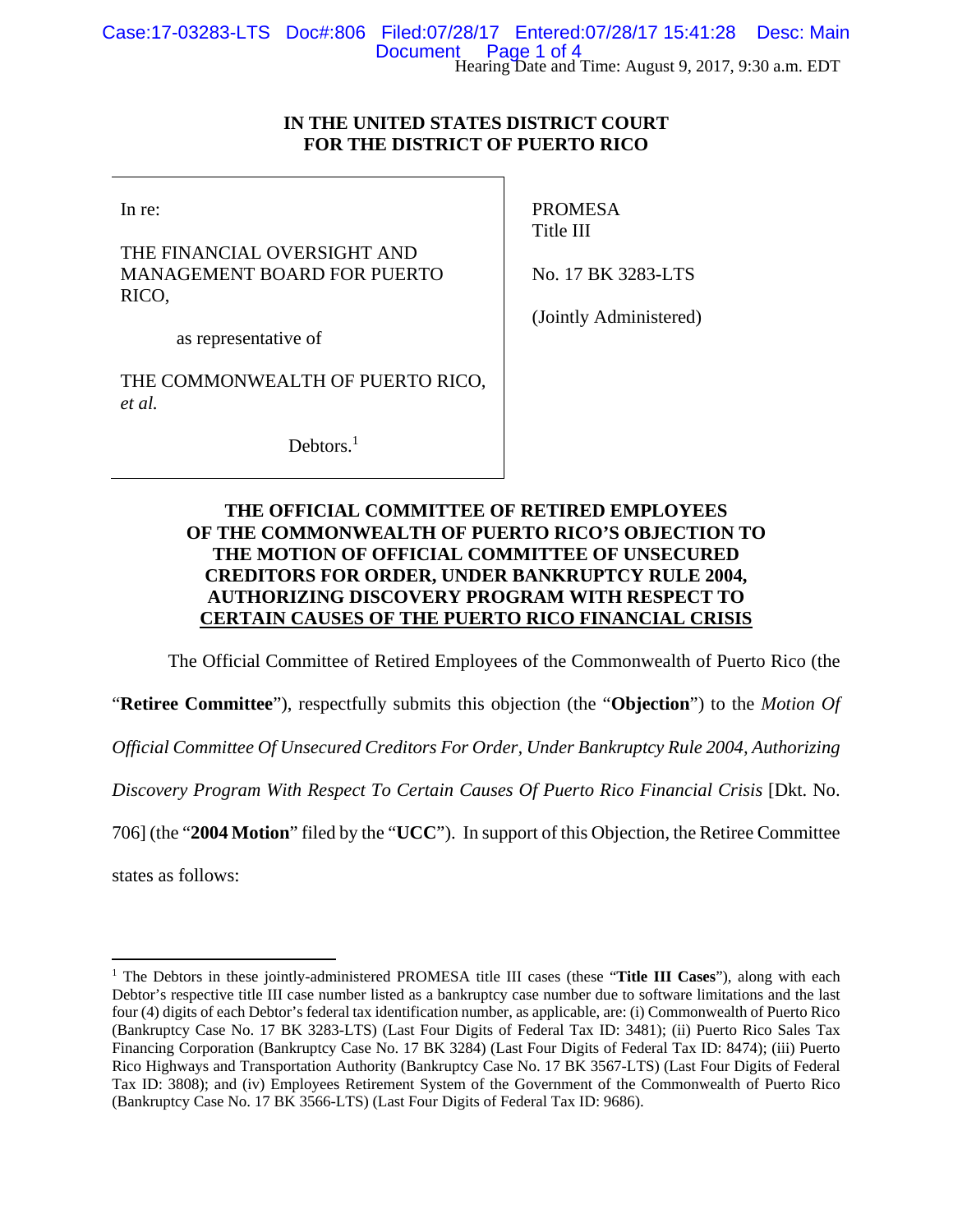Hearing Date and Time: August 9, 2017, 9:30 a.m. EDT

**IN THE UNITED STATES DISTRICT COURT**
**FOR THE DISTRICT OF PUERTO RICO**

| | |
|---|---|
| In re:<br><br>THE FINANCIAL OVERSIGHT AND MANAGEMENT BOARD FOR PUERTO RICO,<br><br>as representative of<br><br>THE COMMONWEALTH OF PUERTO RICO, *et al.*<br><br>Debtors.[1] | PROMESA<br>Title III<br><br>No. 17 BK 3283-LTS<br><br>(Jointly Administered) |

**THE OFFICIAL COMMITTEE OF RETIRED EMPLOYEES OF THE COMMONWEALTH OF PUERTO RICO'S OBJECTION TO THE MOTION OF OFFICIAL COMMITTEE OF UNSECURED CREDITORS FOR ORDER, UNDER BANKRUPTCY RULE 2004, AUTHORIZING DISCOVERY PROGRAM WITH RESPECT TO CERTAIN CAUSES OF THE PUERTO RICO FINANCIAL CRISIS**

The Official Committee of Retired Employees of the Commonwealth of Puerto Rico (the "**Retiree Committee**"), respectfully submits this objection (the "**Objection**") to the *Motion Of Official Committee Of Unsecured Creditors For Order, Under Bankruptcy Rule 2004, Authorizing Discovery Program With Respect To Certain Causes Of Puerto Rico Financial Crisis* [Dkt. No. 706] (the "**2004 Motion**" filed by the "**UCC**"). In support of this Objection, the Retiree Committee states as follows:

---

[1] The Debtors in these jointly-administered PROMESA title III cases (these "**Title III Cases**"), along with each Debtor's respective title III case number listed as a bankruptcy case number due to software limitations and the last four (4) digits of each Debtor's federal tax identification number, as applicable, are: (i) Commonwealth of Puerto Rico (Bankruptcy Case No. 17 BK 3283-LTS) (Last Four Digits of Federal Tax ID: 3481); (ii) Puerto Rico Sales Tax Financing Corporation (Bankruptcy Case No. 17 BK 3284) (Last Four Digits of Federal Tax ID: 8474); (iii) Puerto Rico Highways and Transportation Authority (Bankruptcy Case No. 17 BK 3567-LTS) (Last Four Digits of Federal Tax ID: 3808); and (iv) Employees Retirement System of the Government of the Commonwealth of Puerto Rico (Bankruptcy Case No. 17 BK 3566-LTS) (Last Four Digits of Federal Tax ID: 9686).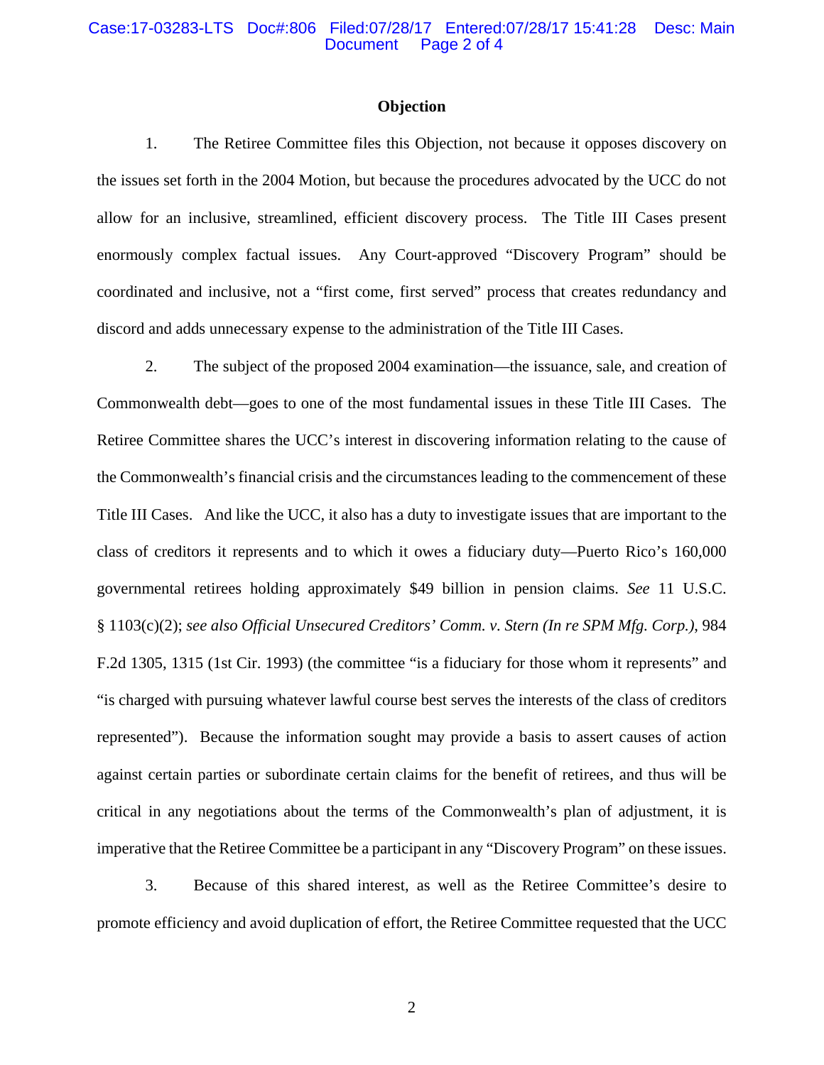## Objection

1. The Retiree Committee files this Objection, not because it opposes discovery on the issues set forth in the 2004 Motion, but because the procedures advocated by the UCC do not allow for an inclusive, streamlined, efficient discovery process. The Title III Cases present enormously complex factual issues. Any Court-approved "Discovery Program" should be coordinated and inclusive, not a "first come, first served" process that creates redundancy and discord and adds unnecessary expense to the administration of the Title III Cases.

2. The subject of the proposed 2004 examination—the issuance, sale, and creation of Commonwealth debt—goes to one of the most fundamental issues in these Title III Cases. The Retiree Committee shares the UCC's interest in discovering information relating to the cause of the Commonwealth's financial crisis and the circumstances leading to the commencement of these Title III Cases. And like the UCC, it also has a duty to investigate issues that are important to the class of creditors it represents and to which it owes a fiduciary duty—Puerto Rico's 160,000 governmental retirees holding approximately $49 billion in pension claims. *See* 11 U.S.C. § 1103(c)(2); *see also Official Unsecured Creditors' Comm. v. Stern (In re SPM Mfg. Corp.)*, 984 F.2d 1305, 1315 (1st Cir. 1993) (the committee "is a fiduciary for those whom it represents" and "is charged with pursuing whatever lawful course best serves the interests of the class of creditors represented"). Because the information sought may provide a basis to assert causes of action against certain parties or subordinate certain claims for the benefit of retirees, and thus will be critical in any negotiations about the terms of the Commonwealth's plan of adjustment, it is imperative that the Retiree Committee be a participant in any "Discovery Program" on these issues.

3. Because of this shared interest, as well as the Retiree Committee's desire to promote efficiency and avoid duplication of effort, the Retiree Committee requested that the UCC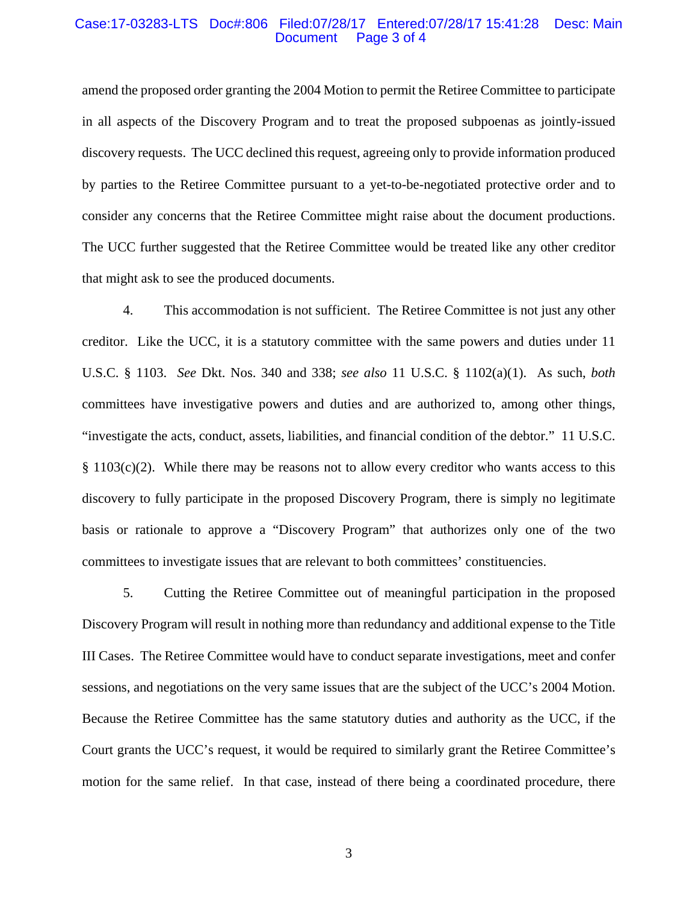amend the proposed order granting the 2004 Motion to permit the Retiree Committee to participate in all aspects of the Discovery Program and to treat the proposed subpoenas as jointly-issued discovery requests. The UCC declined this request, agreeing only to provide information produced by parties to the Retiree Committee pursuant to a yet-to-be-negotiated protective order and to consider any concerns that the Retiree Committee might raise about the document productions. The UCC further suggested that the Retiree Committee would be treated like any other creditor that might ask to see the produced documents.

4. This accommodation is not sufficient. The Retiree Committee is not just any other creditor. Like the UCC, it is a statutory committee with the same powers and duties under 11 U.S.C. § 1103. *See* Dkt. Nos. 340 and 338; *see also* 11 U.S.C. § 1102(a)(1). As such, *both* committees have investigative powers and duties and are authorized to, among other things, "investigate the acts, conduct, assets, liabilities, and financial condition of the debtor." 11 U.S.C. § 1103(c)(2). While there may be reasons not to allow every creditor who wants access to this discovery to fully participate in the proposed Discovery Program, there is simply no legitimate basis or rationale to approve a "Discovery Program" that authorizes only one of the two committees to investigate issues that are relevant to both committees' constituencies.

5. Cutting the Retiree Committee out of meaningful participation in the proposed Discovery Program will result in nothing more than redundancy and additional expense to the Title III Cases. The Retiree Committee would have to conduct separate investigations, meet and confer sessions, and negotiations on the very same issues that are the subject of the UCC's 2004 Motion. Because the Retiree Committee has the same statutory duties and authority as the UCC, if the Court grants the UCC's request, it would be required to similarly grant the Retiree Committee's motion for the same relief. In that case, instead of there being a coordinated procedure, there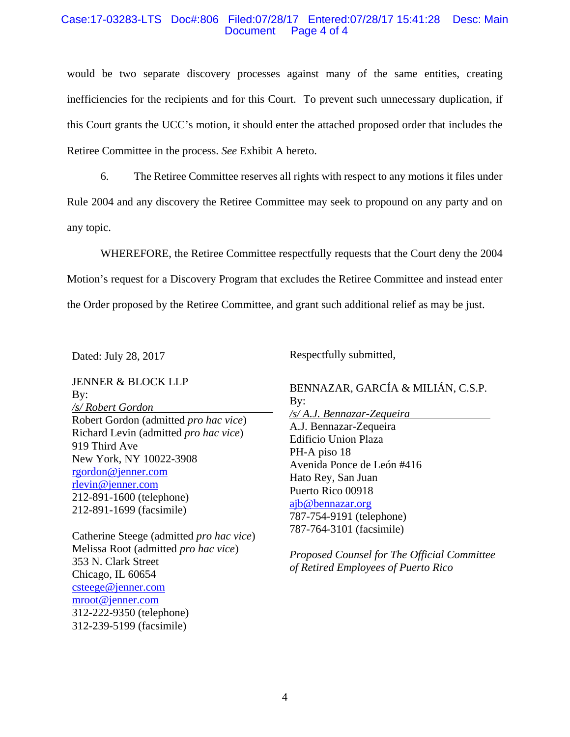would be two separate discovery processes against many of the same entities, creating inefficiencies for the recipients and for this Court. To prevent such unnecessary duplication, if this Court grants the UCC's motion, it should enter the attached proposed order that includes the Retiree Committee in the process. *See* Exhibit A hereto.

6. The Retiree Committee reserves all rights with respect to any motions it files under Rule 2004 and any discovery the Retiree Committee may seek to propound on any party and on any topic.

WHEREFORE, the Retiree Committee respectfully requests that the Court deny the 2004 Motion's request for a Discovery Program that excludes the Retiree Committee and instead enter the Order proposed by the Retiree Committee, and grant such additional relief as may be just.

Dated: July 28, 2017

Respectfully submitted,

JENNER & BLOCK LLP
By:
*/s/ Robert Gordon*
Robert Gordon (admitted *pro hac vice*)
Richard Levin (admitted *pro hac vice*)
919 Third Ave
New York, NY 10022-3908
rgordon@jenner.com
rlevin@jenner.com
212-891-1600 (telephone)
212-891-1699 (facsimile)

Catherine Steege (admitted *pro hac vice*)
Melissa Root (admitted *pro hac vice*)
353 N. Clark Street
Chicago, IL 60654
csteege@jenner.com
mroot@jenner.com
312-222-9350 (telephone)
312-239-5199 (facsimile)

BENNAZAR, GARCÍA & MILIÁN, C.S.P.
By:
*/s/ A.J. Bennazar-Zequeira*
A.J. Bennazar-Zequeira
Edificio Union Plaza
PH-A piso 18
Avenida Ponce de León #416
Hato Rey, San Juan
Puerto Rico 00918
ajb@bennazar.org
787-754-9191 (telephone)
787-764-3101 (facsimile)

*Proposed Counsel for The Official Committee of Retired Employees of Puerto Rico*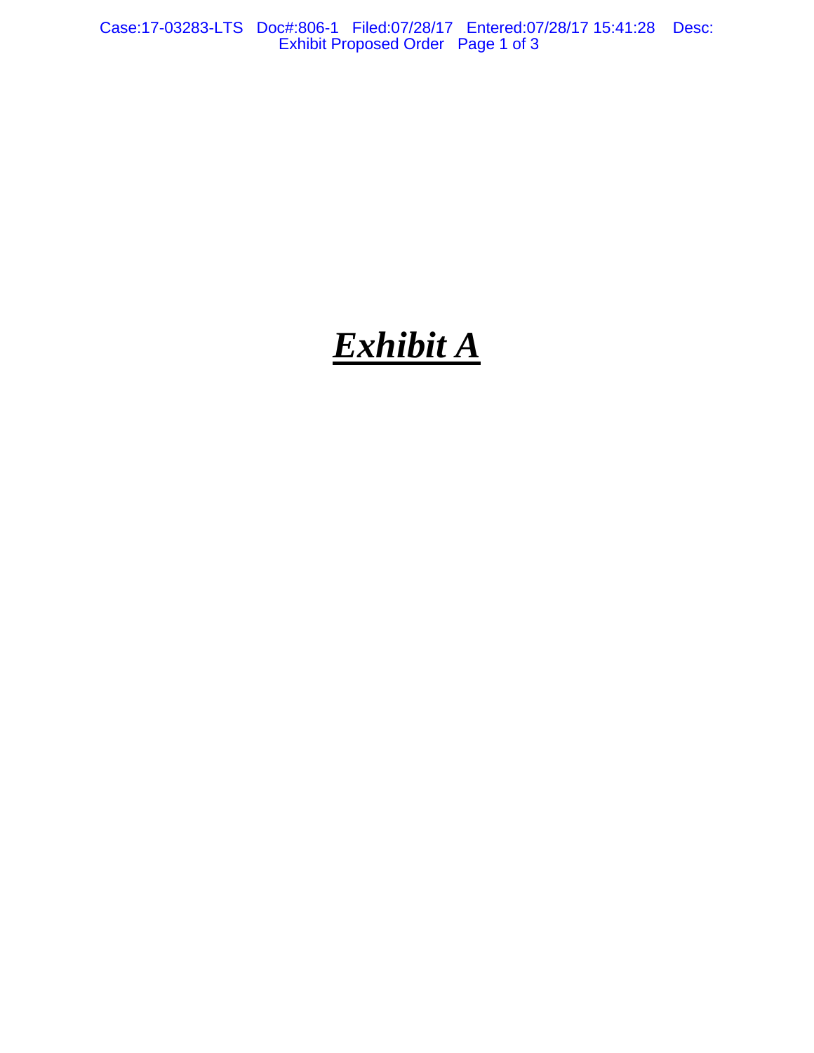# ***Exhibit A***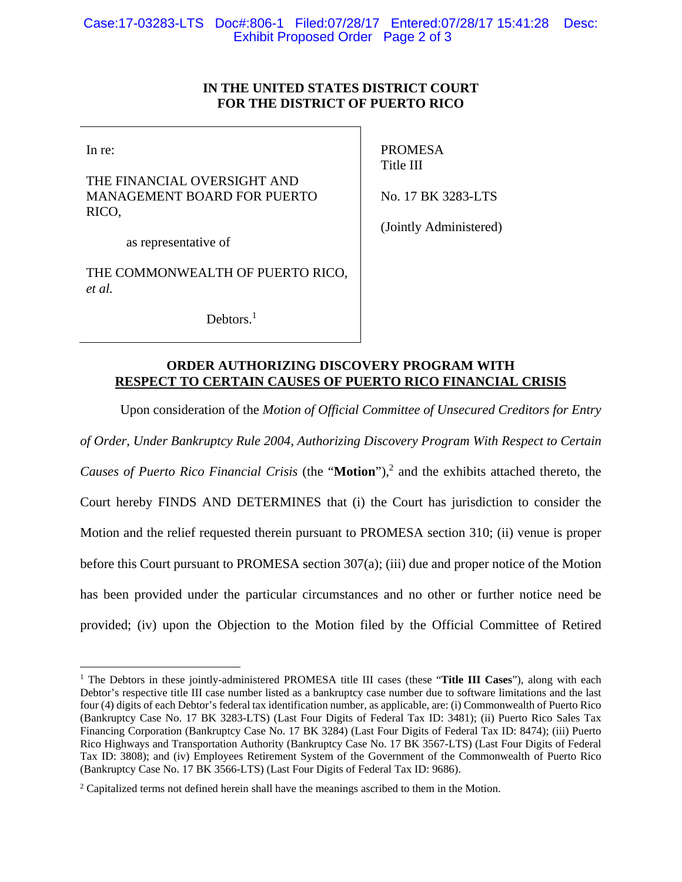**IN THE UNITED STATES DISTRICT COURT**
**FOR THE DISTRICT OF PUERTO RICO**

| | |
|---|---|
| In re:<br><br>THE FINANCIAL OVERSIGHT AND MANAGEMENT BOARD FOR PUERTO RICO,<br><br>as representative of<br><br>THE COMMONWEALTH OF PUERTO RICO, *et al.*<br><br>Debtors.[1] | PROMESA<br>Title III<br><br>No. 17 BK 3283-LTS<br><br>(Jointly Administered) |

**ORDER AUTHORIZING DISCOVERY PROGRAM WITH RESPECT TO CERTAIN CAUSES OF PUERTO RICO FINANCIAL CRISIS**

Upon consideration of the *Motion of Official Committee of Unsecured Creditors for Entry of Order, Under Bankruptcy Rule 2004, Authorizing Discovery Program With Respect to Certain Causes of Puerto Rico Financial Crisis* (the "**Motion**"),[2] and the exhibits attached thereto, the Court hereby FINDS AND DETERMINES that (i) the Court has jurisdiction to consider the Motion and the relief requested therein pursuant to PROMESA section 310; (ii) venue is proper before this Court pursuant to PROMESA section 307(a); (iii) due and proper notice of the Motion has been provided under the particular circumstances and no other or further notice need be provided; (iv) upon the Objection to the Motion filed by the Official Committee of Retired

---

[1] The Debtors in these jointly-administered PROMESA title III cases (these "**Title III Cases**"), along with each Debtor's respective title III case number listed as a bankruptcy case number due to software limitations and the last four (4) digits of each Debtor's federal tax identification number, as applicable, are: (i) Commonwealth of Puerto Rico (Bankruptcy Case No. 17 BK 3283-LTS) (Last Four Digits of Federal Tax ID: 3481); (ii) Puerto Rico Sales Tax Financing Corporation (Bankruptcy Case No. 17 BK 3284) (Last Four Digits of Federal Tax ID: 8474); (iii) Puerto Rico Highways and Transportation Authority (Bankruptcy Case No. 17 BK 3567-LTS) (Last Four Digits of Federal Tax ID: 3808); and (iv) Employees Retirement System of the Government of the Commonwealth of Puerto Rico (Bankruptcy Case No. 17 BK 3566-LTS) (Last Four Digits of Federal Tax ID: 9686).

[2] Capitalized terms not defined herein shall have the meanings ascribed to them in the Motion.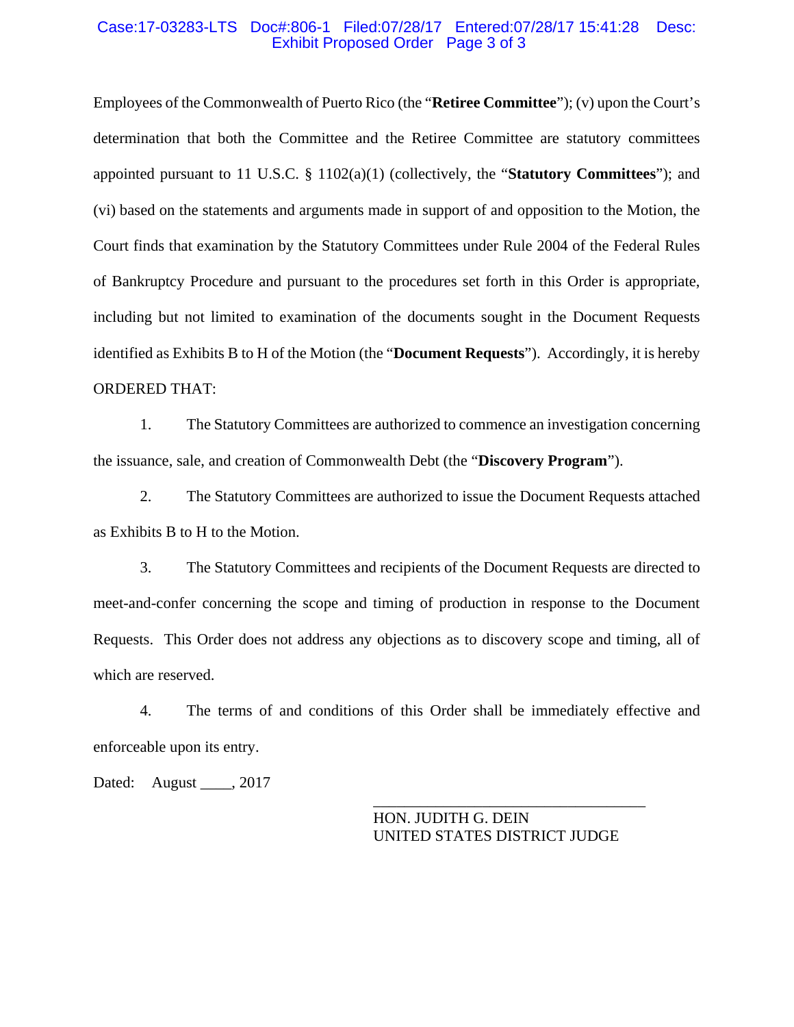Employees of the Commonwealth of Puerto Rico (the "**Retiree Committee**"); (v) upon the Court's determination that both the Committee and the Retiree Committee are statutory committees appointed pursuant to 11 U.S.C. § 1102(a)(1) (collectively, the "**Statutory Committees**"); and (vi) based on the statements and arguments made in support of and opposition to the Motion, the Court finds that examination by the Statutory Committees under Rule 2004 of the Federal Rules of Bankruptcy Procedure and pursuant to the procedures set forth in this Order is appropriate, including but not limited to examination of the documents sought in the Document Requests identified as Exhibits B to H of the Motion (the "**Document Requests**"). Accordingly, it is hereby ORDERED THAT:

1. The Statutory Committees are authorized to commence an investigation concerning the issuance, sale, and creation of Commonwealth Debt (the "**Discovery Program**").

2. The Statutory Committees are authorized to issue the Document Requests attached as Exhibits B to H to the Motion.

3. The Statutory Committees and recipients of the Document Requests are directed to meet-and-confer concerning the scope and timing of production in response to the Document Requests. This Order does not address any objections as to discovery scope and timing, all of which are reserved.

4. The terms of and conditions of this Order shall be immediately effective and enforceable upon its entry.

Dated: August ____, 2017

\_\_\_\_\_\_\_\_\_\_\_\_\_\_\_\_\_\_\_\_\_\_\_\_\_\_\_\_\_\_\_\_\_\_\_\_

HON. JUDITH G. DEIN
UNITED STATES DISTRICT JUDGE